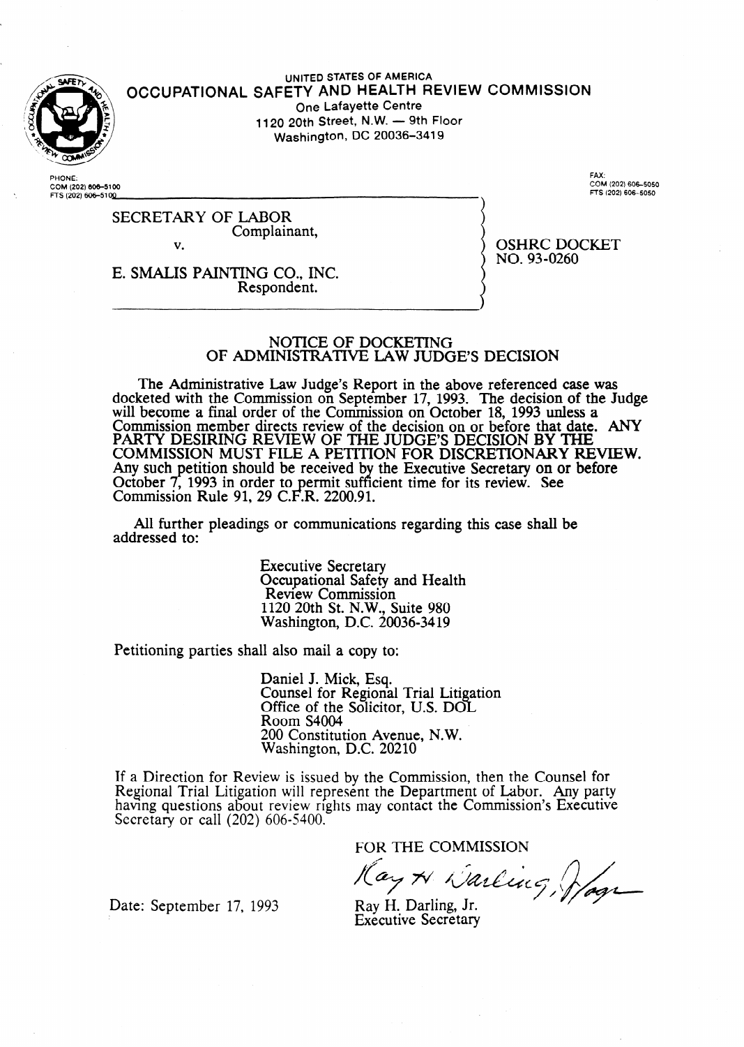UNITED STATES OF AMERICA

**OCCUPATIONAL SAFETY AND HEALTH REVIEW COMMISSION**

One Lafayette Centre
1120 20th Street, N.W. — 9th Floor
Washington, DC 20036-3419

PHONE:
COM (202) 606-5100
FTS (202) 606-5100

FAX:
COM (202) 606-5050
FTS (202) 606-5050

SECRETARY OF LABOR
Complainant,

v.

E. SMALIS PAINTING CO., INC.
Respondent.

OSHRC DOCKET
NO. 93-0260

## NOTICE OF DOCKETING OF ADMINISTRATIVE LAW JUDGE'S DECISION

The Administrative Law Judge's Report in the above referenced case was docketed with the Commission on September 17, 1993. The decision of the Judge will become a final order of the Commission on October 18, 1993 unless a Commission member directs review of the decision on or before that date. **ANY PARTY DESIRING REVIEW OF THE JUDGE'S DECISION BY THE COMMISSION MUST FILE A PETITION FOR DISCRETIONARY REVIEW.** Any such petition should be received by the Executive Secretary on or before October 7, 1993 in order to permit sufficient time for its review. See Commission Rule 91, 29 C.F.R. 2200.91.

All further pleadings or communications regarding this case shall be addressed to:

Executive Secretary
Occupational Safety and Health
Review Commission
1120 20th St. N.W., Suite 980
Washington, D.C. 20036-3419

Petitioning parties shall also mail a copy to:

Daniel J. Mick, Esq.
Counsel for Regional Trial Litigation
Office of the Solicitor, U.S. DOL
Room S4004
200 Constitution Avenue, N.W.
Washington, D.C. 20210

If a Direction for Review is issued by the Commission, then the Counsel for Regional Trial Litigation will represent the Department of Labor. Any party having questions about review rights may contact the Commission's Executive Secretary or call (202) 606-5400.

FOR THE COMMISSION

Date: September 17, 1993

Ray H. Darling, Jr.
Executive Secretary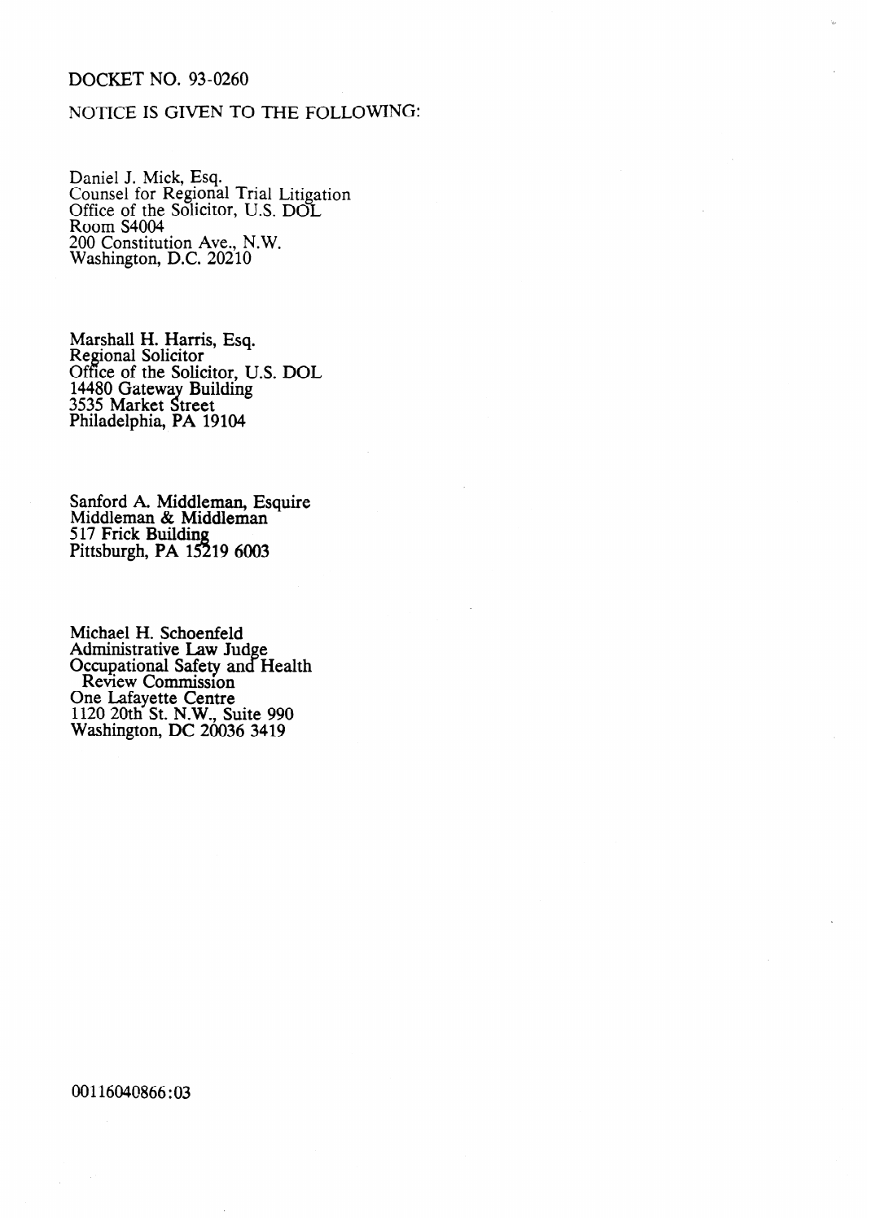DOCKET NO. 93-0260

NOTICE IS GIVEN TO THE FOLLOWING:

Daniel J. Mick, Esq.
Counsel for Regional Trial Litigation
Office of the Solicitor, U.S. DOL
Room S4004
200 Constitution Ave., N.W.
Washington, D.C. 20210

Marshall H. Harris, Esq.
Regional Solicitor
Office of the Solicitor, U.S. DOL
14480 Gateway Building
3535 Market Street
Philadelphia, PA 19104

Sanford A. Middleman, Esquire
Middleman & Middleman
517 Frick Building
Pittsburgh, PA 15219 6003

Michael H. Schoenfeld
Administrative Law Judge
Occupational Safety and Health
Review Commission
One Lafayette Centre
1120 20th St. N.W., Suite 990
Washington, DC 20036 3419

00116040866:03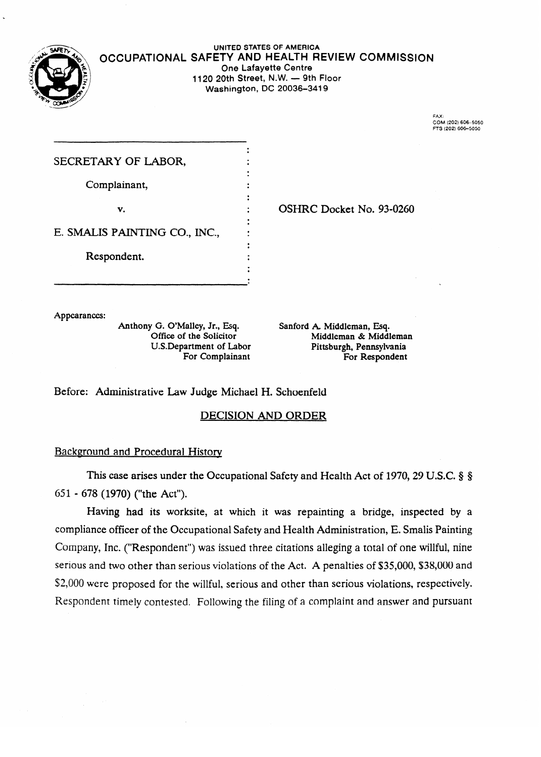UNITED STATES OF AMERICA

**OCCUPATIONAL SAFETY AND HEALTH REVIEW COMMISSION**

One Lafayette Centre
1120 20th Street, N.W. — 9th Floor
Washington, DC 20036-3419

FAX:
COM (202) 606-5050
FTS (202) 606-5050

SECRETARY OF LABOR,

Complainant,

v.

E. SMALIS PAINTING CO., INC.,

Respondent.

OSHRC Docket No. 93-0260

Appearances:

Anthony G. O'Malley, Jr., Esq.
Office of the Solicitor
U.S.Department of Labor
For Complainant

Sanford A. Middleman, Esq.
Middleman & Middleman
Pittsburgh, Pennsylvania
For Respondent

Before: Administrative Law Judge Michael H. Schoenfeld

## DECISION AND ORDER

### Background and Procedural History

This case arises under the Occupational Safety and Health Act of 1970, 29 U.S.C. § § 651 - 678 (1970) ("the Act").

Having had its worksite, at which it was repainting a bridge, inspected by a compliance officer of the Occupational Safety and Health Administration, E. Smalis Painting Company, Inc. ("Respondent") was issued three citations alleging a total of one willful, nine serious and two other than serious violations of the Act. A penalties of $35,000, $38,000 and $2,000 were proposed for the willful, serious and other than serious violations, respectively. Respondent timely contested. Following the filing of a complaint and answer and pursuant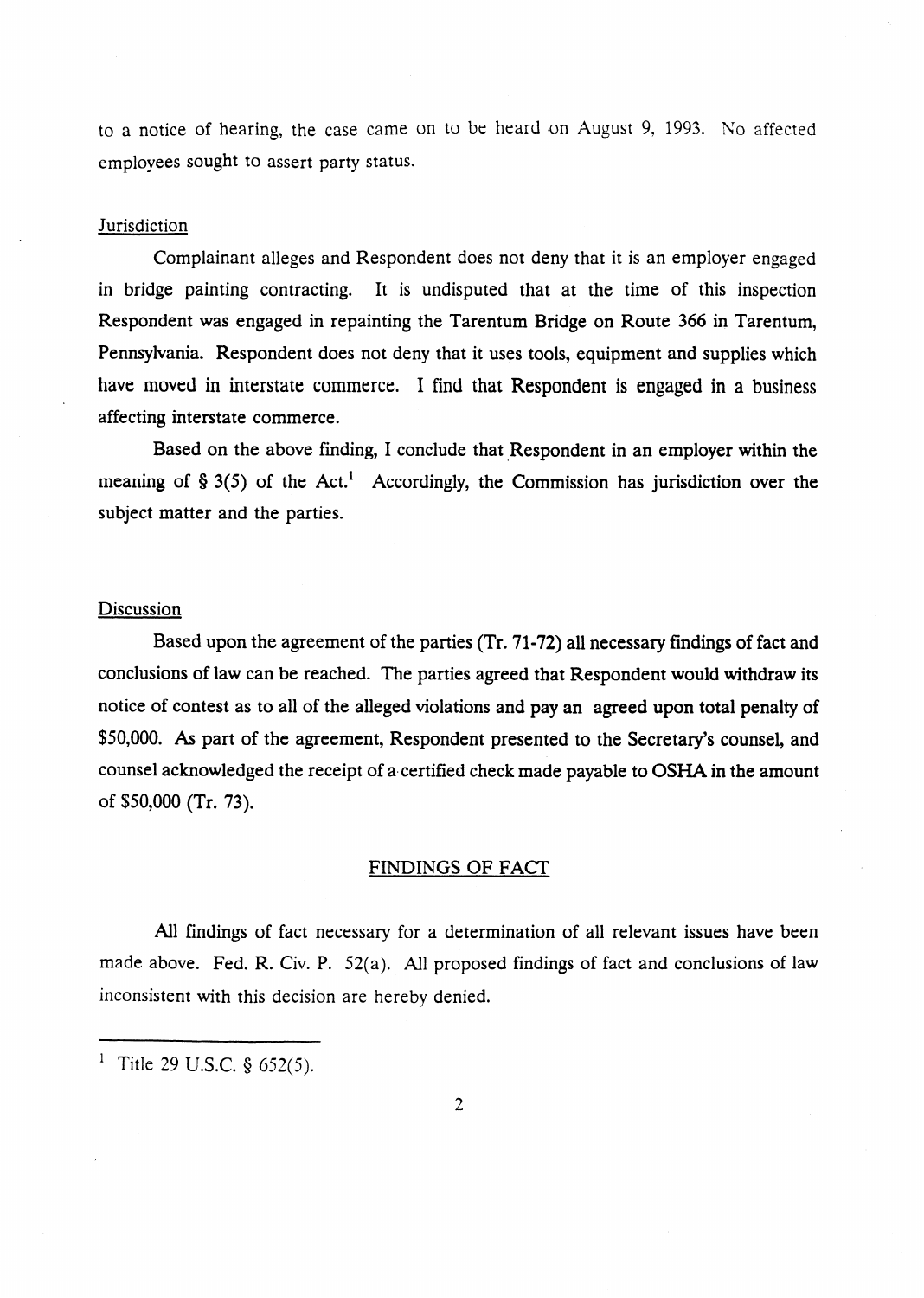to a notice of hearing, the case came on to be heard on August 9, 1993. No affected employees sought to assert party status.

## Jurisdiction

Complainant alleges and Respondent does not deny that it is an employer engaged in bridge painting contracting. It is undisputed that at the time of this inspection Respondent was engaged in repainting the Tarentum Bridge on Route 366 in Tarentum, Pennsylvania. Respondent does not deny that it uses tools, equipment and supplies which have moved in interstate commerce. I find that Respondent is engaged in a business affecting interstate commerce.

Based on the above finding, I conclude that Respondent in an employer within the meaning of § 3(5) of the Act.[1] Accordingly, the Commission has jurisdiction over the subject matter and the parties.

## Discussion

Based upon the agreement of the parties (Tr. 71-72) all necessary findings of fact and conclusions of law can be reached. The parties agreed that Respondent would withdraw its notice of contest as to all of the alleged violations and pay an agreed upon total penalty of $50,000. As part of the agreement, Respondent presented to the Secretary's counsel, and counsel acknowledged the receipt of a certified check made payable to OSHA in the amount of $50,000 (Tr. 73).

## FINDINGS OF FACT

All findings of fact necessary for a determination of all relevant issues have been made above. Fed. R. Civ. P. 52(a). All proposed findings of fact and conclusions of law inconsistent with this decision are hereby denied.

---

[1] Title 29 U.S.C. § 652(5).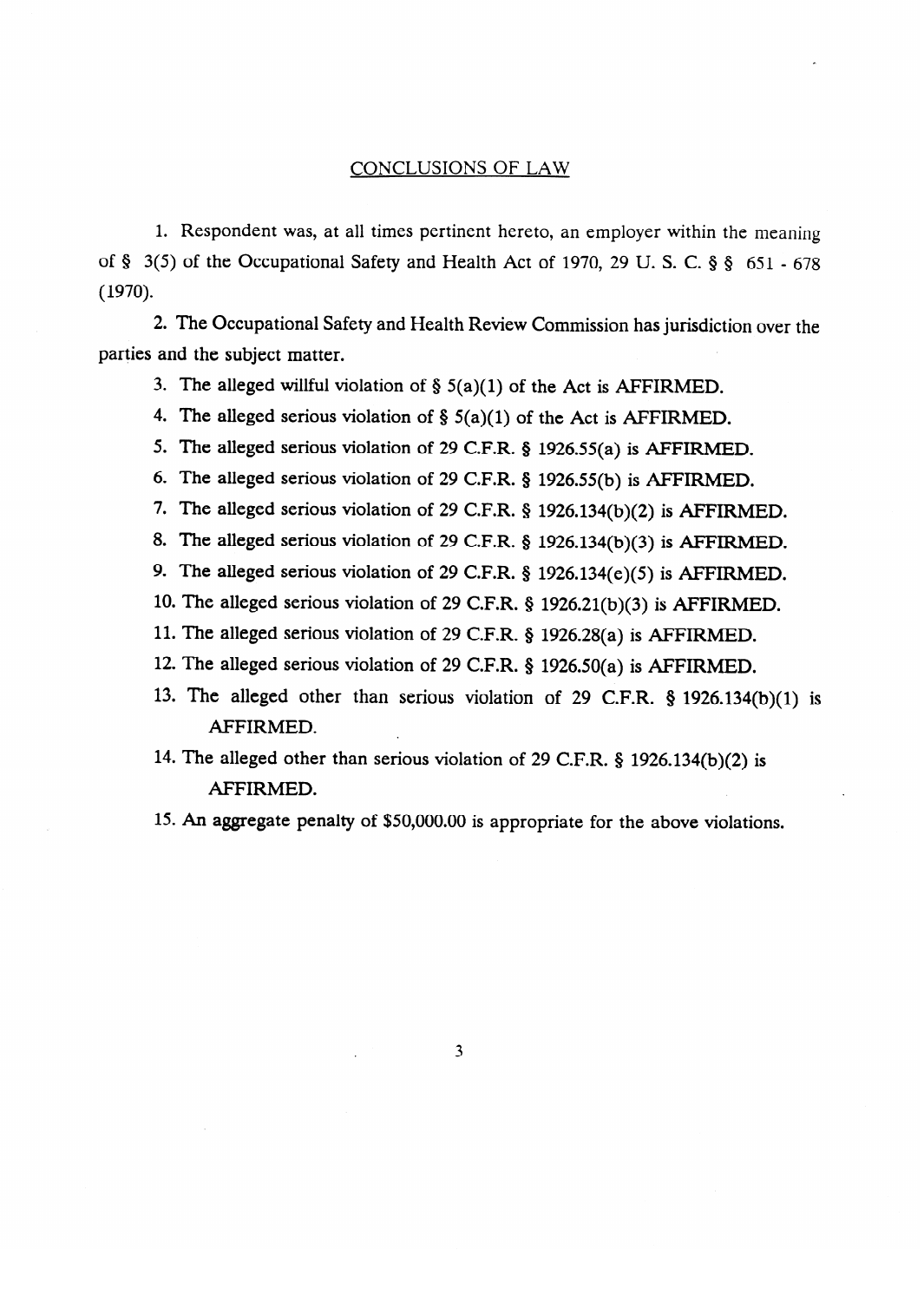## CONCLUSIONS OF LAW

1. Respondent was, at all times pertinent hereto, an employer within the meaning of § 3(5) of the Occupational Safety and Health Act of 1970, 29 U. S. C. § § 651 - 678 (1970).

2. The Occupational Safety and Health Review Commission has jurisdiction over the parties and the subject matter.

3. The alleged willful violation of § 5(a)(1) of the Act is AFFIRMED.

4. The alleged serious violation of § 5(a)(1) of the Act is AFFIRMED.

5. The alleged serious violation of 29 C.F.R. § 1926.55(a) is AFFIRMED.

6. The alleged serious violation of 29 C.F.R. § 1926.55(b) is AFFIRMED.

7. The alleged serious violation of 29 C.F.R. § 1926.134(b)(2) is AFFIRMED.

8. The alleged serious violation of 29 C.F.R. § 1926.134(b)(3) is AFFIRMED.

9. The alleged serious violation of 29 C.F.R. § 1926.134(e)(5) is AFFIRMED.

10. The alleged serious violation of 29 C.F.R. § 1926.21(b)(3) is AFFIRMED.

11. The alleged serious violation of 29 C.F.R. § 1926.28(a) is AFFIRMED.

12. The alleged serious violation of 29 C.F.R. § 1926.50(a) is AFFIRMED.

13. The alleged other than serious violation of 29 C.F.R. § 1926.134(b)(1) is AFFIRMED.

14. The alleged other than serious violation of 29 C.F.R. § 1926.134(b)(2) is AFFIRMED.

15. An aggregate penalty of $50,000.00 is appropriate for the above violations.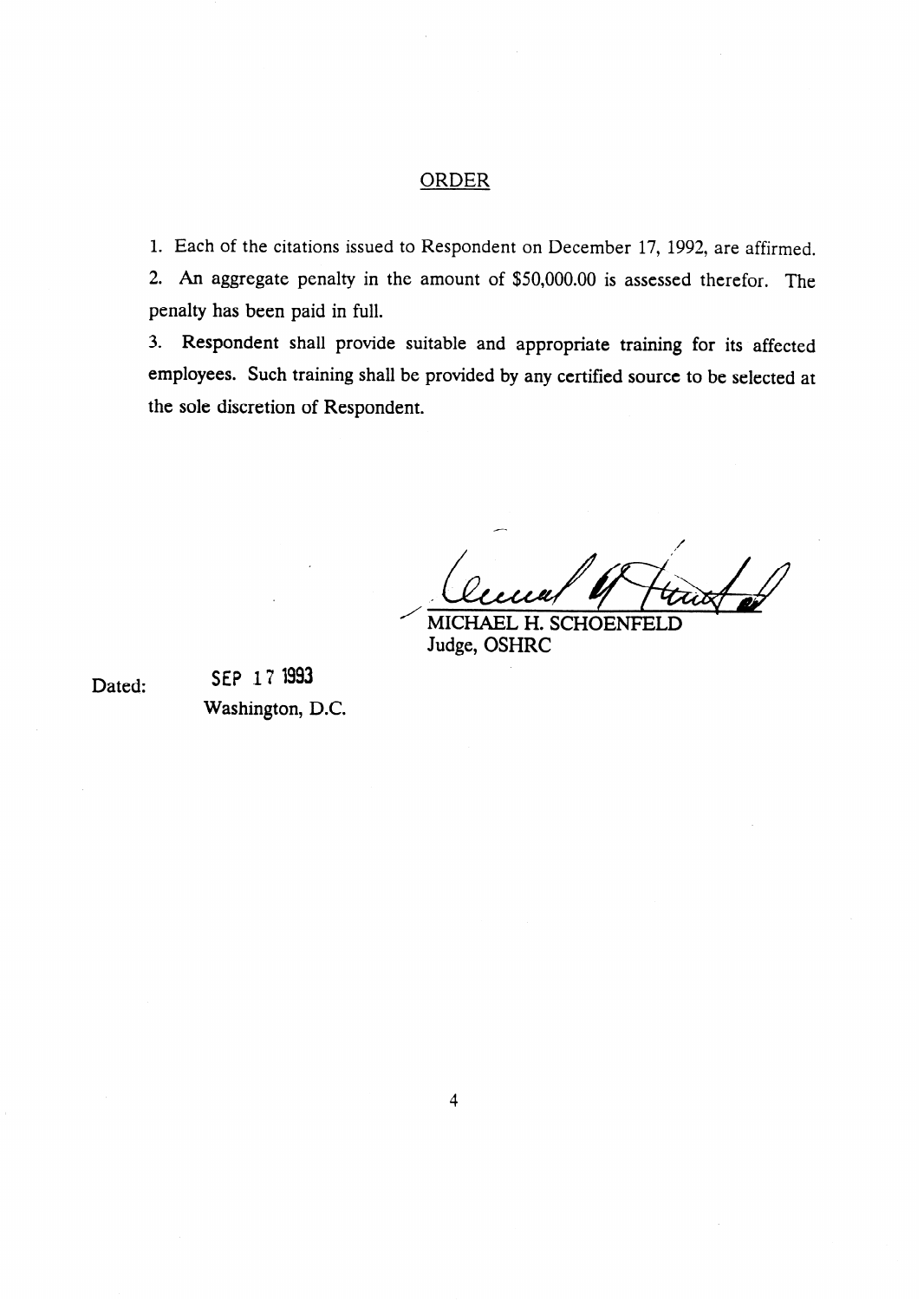## ORDER

1. Each of the citations issued to Respondent on December 17, 1992, are affirmed.

2. An aggregate penalty in the amount of $50,000.00 is assessed therefor. The penalty has been paid in full.

3. Respondent shall provide suitable and appropriate training for its affected employees. Such training shall be provided by any certified source to be selected at the sole discretion of Respondent.

MICHAEL H. SCHOENFELD
Judge, OSHRC

Dated: SEP 17 1993
Washington, D.C.